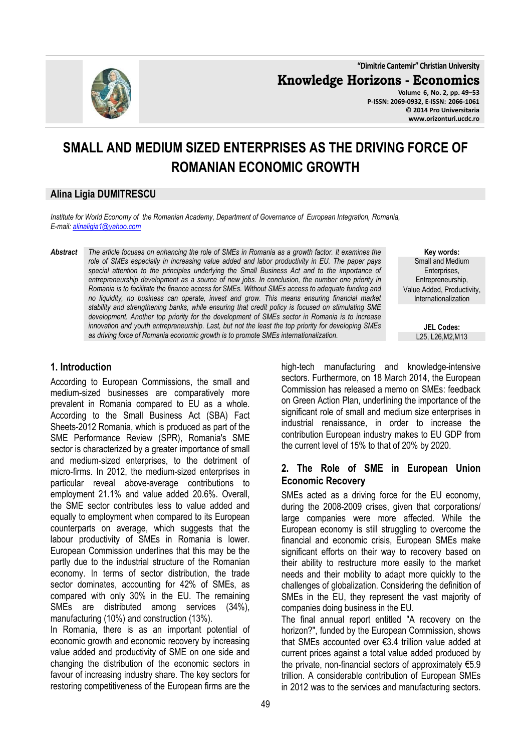# SMALL AND MEDIUM SIZED ENTERPRISES AS THE DRIVING FORCE OF ROMANIAN ECONOMIC GROWTH

**Alina Ligia DUMITRESCU**

*Institute for World Economy of the Romanian Academy, Department of Governance of European Integration, Romania, E-mail: alinaligia1@yahoo.com*

***Abstract*** *The article focuses on enhancing the role of SMEs in Romania as a growth factor. It examines the role of SMEs especially in increasing value added and labor productivity in EU. The paper pays special attention to the principles underlying the Small Business Act and to the importance of entrepreneurship development as a source of new jobs. In conclusion, the number one priority in Romania is to facilitate the finance access for SMEs. Without SMEs access to adequate funding and no liquidity, no business can operate, invest and grow. This means ensuring financial market stability and strengthening banks, while ensuring that credit policy is focused on stimulating SME development. Another top priority for the development of SMEs sector in Romania is to increase innovation and youth entrepreneurship. Last, but not the least the top priority for developing SMEs as driving force of Romania economic growth is to promote SMEs internationalization.*

**Key words:** Small and Medium Enterprises, Entrepreneurship, Value Added, Productivity, Internationalization

**JEL Codes:** L25, L26,M2,M13

## 1. Introduction

According to European Commissions, the small and medium-sized businesses are comparatively more prevalent in Romania compared to EU as a whole. According to the Small Business Act (SBA) Fact Sheets-2012 Romania, which is produced as part of the SME Performance Review (SPR), Romania's SME sector is characterized by a greater importance of small and medium-sized enterprises, to the detriment of micro-firms. In 2012, the medium-sized enterprises in particular reveal above-average contributions to employment 21.1% and value added 20.6%. Overall, the SME sector contributes less to value added and equally to employment when compared to its European counterparts on average, which suggests that the labour productivity of SMEs in Romania is lower. European Commission underlines that this may be the partly due to the industrial structure of the Romanian economy. In terms of sector distribution, the trade sector dominates, accounting for 42% of SMEs, as compared with only 30% in the EU. The remaining SMEs are distributed among services (34%), manufacturing (10%) and construction (13%).

In Romania, there is as an important potential of economic growth and economic recovery by increasing value added and productivity of SME on one side and changing the distribution of the economic sectors in favour of increasing industry share. The key sectors for restoring competitiveness of the European firms are the high-tech manufacturing and knowledge-intensive sectors. Furthermore, on 18 March 2014, the European Commission has released a memo on SMEs: feedback on Green Action Plan, underlining the importance of the significant role of small and medium size enterprises in industrial renaissance, in order to increase the contribution European industry makes to EU GDP from the current level of 15% to that of 20% by 2020.

## 2. The Role of SME in European Union Economic Recovery

SMEs acted as a driving force for the EU economy, during the 2008-2009 crises, given that corporations/ large companies were more affected. While the European economy is still struggling to overcome the financial and economic crisis, European SMEs make significant efforts on their way to recovery based on their ability to restructure more easily to the market needs and their mobility to adapt more quickly to the challenges of globalization. Considering the definition of SMEs in the EU, they represent the vast majority of companies doing business in the EU.

The final annual report entitled "A recovery on the horizon?", funded by the European Commission, shows that SMEs accounted over €3.4 trillion value added at current prices against a total value added produced by the private, non-financial sectors of approximately €5.9 trillion. A considerable contribution of European SMEs in 2012 was to the services and manufacturing sectors.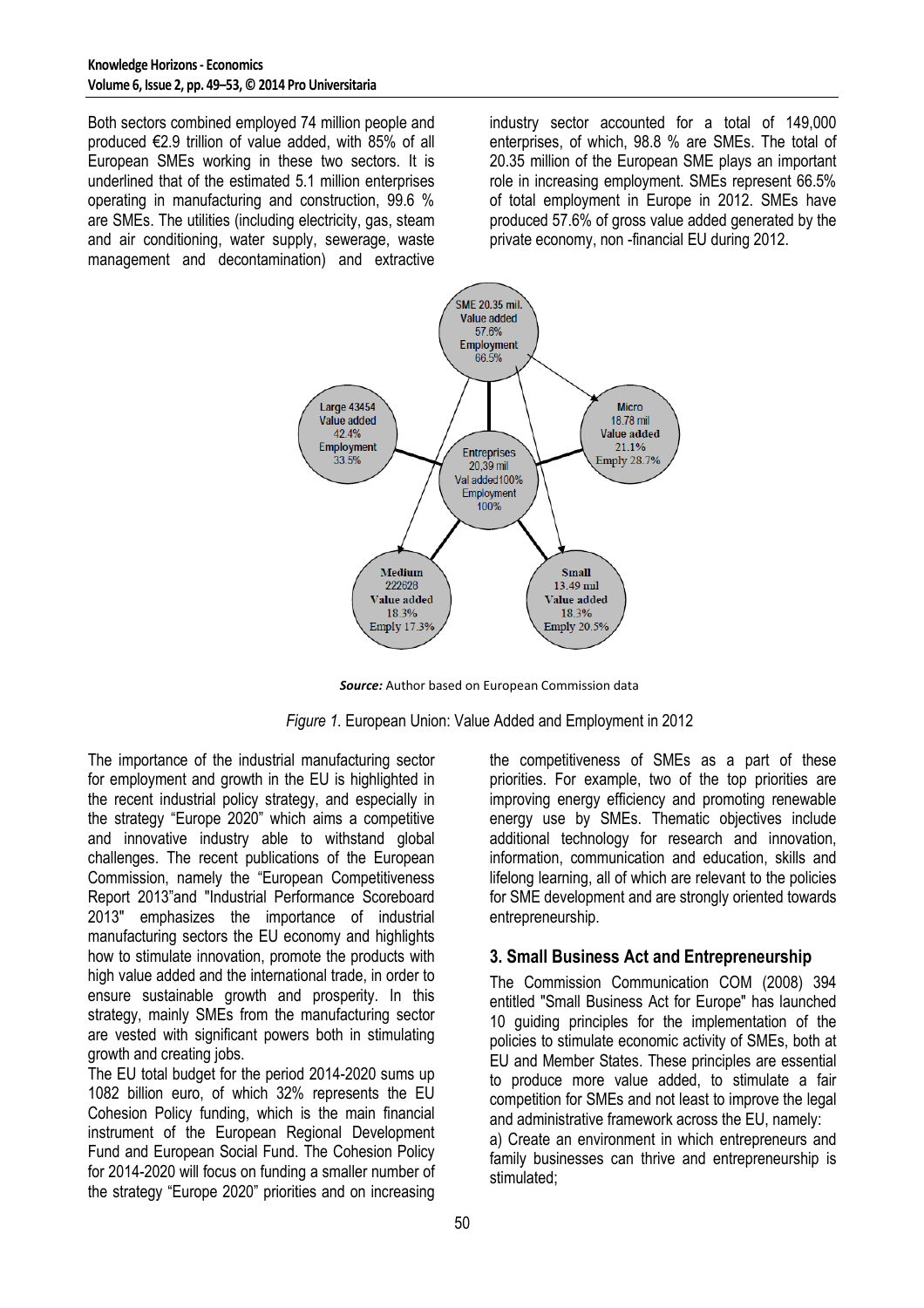Both sectors combined employed 74 million people and produced €2.9 trillion of value added, with 85% of all European SMEs working in these two sectors. It is underlined that of the estimated 5.1 million enterprises operating in manufacturing and construction, 99.6 % are SMEs. The utilities (including electricity, gas, steam and air conditioning, water supply, sewerage, waste management and decontamination) and extractive industry sector accounted for a total of 149,000 enterprises, of which, 98.8 % are SMEs. The total of 20.35 million of the European SME plays an important role in increasing employment. SMEs represent 66.5% of total employment in Europe in 2012. SMEs have produced 57.6% of gross value added generated by the private economy, non -financial EU during 2012.

SME 20.35 mil. Value added 57.6% Employment 66.5%

Large 43454 Value added 42.4% Employment 33.5%

Entreprises 20,39 mil Val added100% Employment 100%

Micro 18.78 mil Value added 21.1% Emply 28.7%

Medium 222628 Value added 18.3% Emply 17.3%

Small 13.49 mil Value added 18.3% Emply 20.5%

***Source:*** Author based on European Commission data

*Figure 1.* European Union: Value Added and Employment in 2012

The importance of the industrial manufacturing sector for employment and growth in the EU is highlighted in the recent industrial policy strategy, and especially in the strategy "Europe 2020" which aims a competitive and innovative industry able to withstand global challenges. The recent publications of the European Commission, namely the "European Competitiveness Report 2013"and "Industrial Performance Scoreboard 2013" emphasizes the importance of industrial manufacturing sectors the EU economy and highlights how to stimulate innovation, promote the products with high value added and the international trade, in order to ensure sustainable growth and prosperity. In this strategy, mainly SMEs from the manufacturing sector are vested with significant powers both in stimulating growth and creating jobs.

The EU total budget for the period 2014-2020 sums up 1082 billion euro, of which 32% represents the EU Cohesion Policy funding, which is the main financial instrument of the European Regional Development Fund and European Social Fund. The Cohesion Policy for 2014-2020 will focus on funding a smaller number of the strategy "Europe 2020" priorities and on increasing the competitiveness of SMEs as a part of these priorities. For example, two of the top priorities are improving energy efficiency and promoting renewable energy use by SMEs. Thematic objectives include additional technology for research and innovation, information, communication and education, skills and lifelong learning, all of which are relevant to the policies for SME development and are strongly oriented towards entrepreneurship.

## 3. Small Business Act and Entrepreneurship

The Commission Communication COM (2008) 394 entitled "Small Business Act for Europe" has launched 10 guiding principles for the implementation of the policies to stimulate economic activity of SMEs, both at EU and Member States. These principles are essential to produce more value added, to stimulate a fair competition for SMEs and not least to improve the legal and administrative framework across the EU, namely:

a) Create an environment in which entrepreneurs and family businesses can thrive and entrepreneurship is stimulated;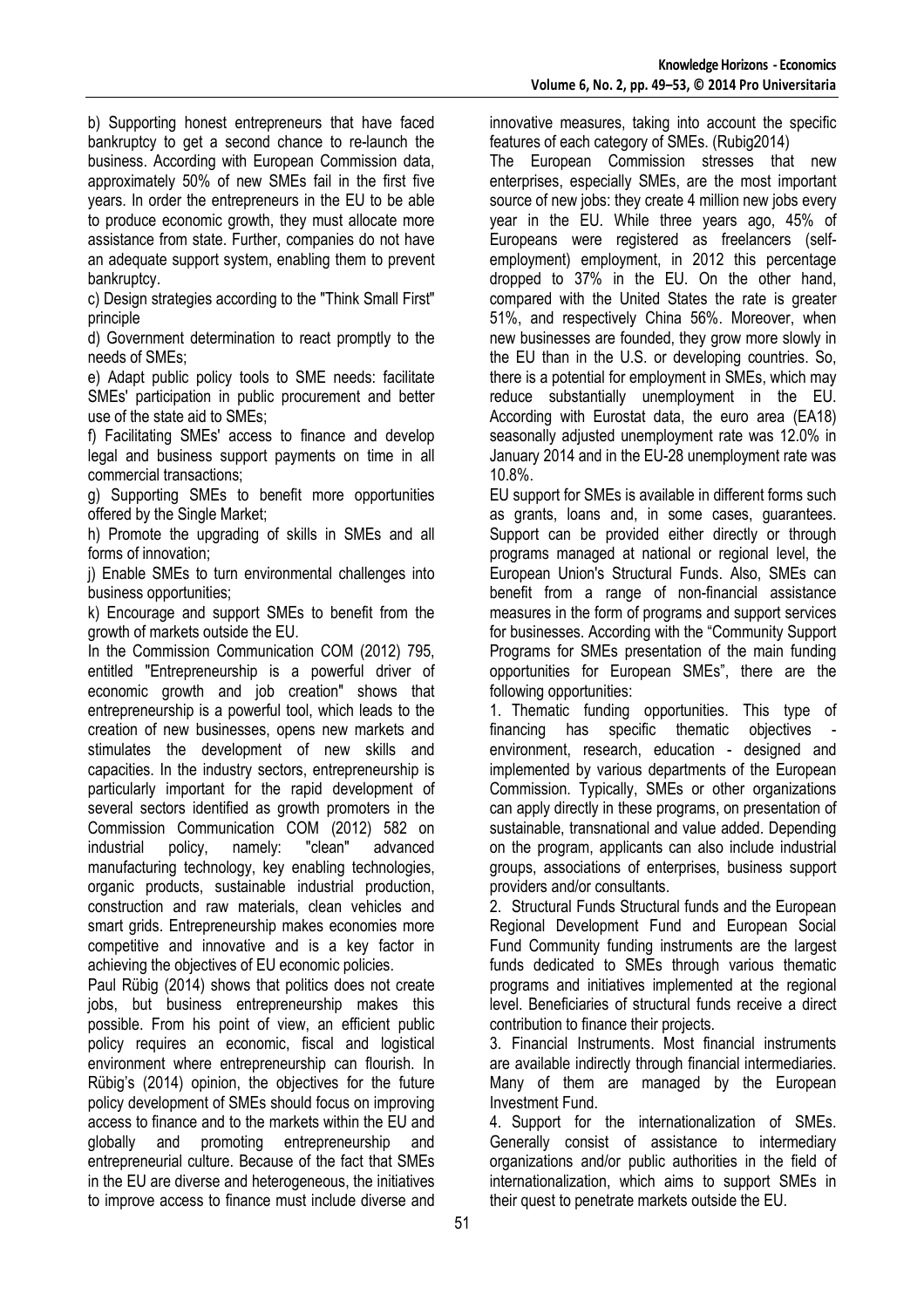b) Supporting honest entrepreneurs that have faced bankruptcy to get a second chance to re-launch the business. According with European Commission data, approximately 50% of new SMEs fail in the first five years. In order the entrepreneurs in the EU to be able to produce economic growth, they must allocate more assistance from state. Further, companies do not have an adequate support system, enabling them to prevent bankruptcy.

c) Design strategies according to the "Think Small First" principle

d) Government determination to react promptly to the needs of SMEs;

e) Adapt public policy tools to SME needs: facilitate SMEs' participation in public procurement and better use of the state aid to SMEs;

f) Facilitating SMEs' access to finance and develop legal and business support payments on time in all commercial transactions;

g) Supporting SMEs to benefit more opportunities offered by the Single Market;

h) Promote the upgrading of skills in SMEs and all forms of innovation;

j) Enable SMEs to turn environmental challenges into business opportunities;

k) Encourage and support SMEs to benefit from the growth of markets outside the EU.

In the Commission Communication COM (2012) 795, entitled "Entrepreneurship is a powerful driver of economic growth and job creation" shows that entrepreneurship is a powerful tool, which leads to the creation of new businesses, opens new markets and stimulates the development of new skills and capacities. In the industry sectors, entrepreneurship is particularly important for the rapid development of several sectors identified as growth promoters in the Commission Communication COM (2012) 582 on industrial policy, namely: "clean" advanced manufacturing technology, key enabling technologies, organic products, sustainable industrial production, construction and raw materials, clean vehicles and smart grids. Entrepreneurship makes economies more competitive and innovative and is a key factor in achieving the objectives of EU economic policies.

Paul Rübig (2014) shows that politics does not create jobs, but business entrepreneurship makes this possible. From his point of view, an efficient public policy requires an economic, fiscal and logistical environment where entrepreneurship can flourish. In Rübig's (2014) opinion, the objectives for the future policy development of SMEs should focus on improving access to finance and to the markets within the EU and globally and promoting entrepreneurship and entrepreneurial culture. Because of the fact that SMEs in the EU are diverse and heterogeneous, the initiatives to improve access to finance must include diverse and innovative measures, taking into account the specific features of each category of SMEs. (Rubig2014)

The European Commission stresses that new enterprises, especially SMEs, are the most important source of new jobs: they create 4 million new jobs every year in the EU. While three years ago, 45% of Europeans were registered as freelancers (self-employment) employment, in 2012 this percentage dropped to 37% in the EU. On the other hand, compared with the United States the rate is greater 51%, and respectively China 56%. Moreover, when new businesses are founded, they grow more slowly in the EU than in the U.S. or developing countries. So, there is a potential for employment in SMEs, which may reduce substantially unemployment in the EU. According with Eurostat data, the euro area (EA18) seasonally adjusted unemployment rate was 12.0% in January 2014 and in the EU-28 unemployment rate was 10.8%.

EU support for SMEs is available in different forms such as grants, loans and, in some cases, guarantees. Support can be provided either directly or through programs managed at national or regional level, the European Union's Structural Funds. Also, SMEs can benefit from a range of non-financial assistance measures in the form of programs and support services for businesses. According with the "Community Support Programs for SMEs presentation of the main funding opportunities for European SMEs", there are the following opportunities:

1. Thematic funding opportunities. This type of financing has specific thematic objectives - environment, research, education - designed and implemented by various departments of the European Commission. Typically, SMEs or other organizations can apply directly in these programs, on presentation of sustainable, transnational and value added. Depending on the program, applicants can also include industrial groups, associations of enterprises, business support providers and/or consultants.

2. Structural Funds Structural funds and the European Regional Development Fund and European Social Fund Community funding instruments are the largest funds dedicated to SMEs through various thematic programs and initiatives implemented at the regional level. Beneficiaries of structural funds receive a direct contribution to finance their projects.

3. Financial Instruments. Most financial instruments are available indirectly through financial intermediaries. Many of them are managed by the European Investment Fund.

4. Support for the internationalization of SMEs. Generally consist of assistance to intermediary organizations and/or public authorities in the field of internationalization, which aims to support SMEs in their quest to penetrate markets outside the EU.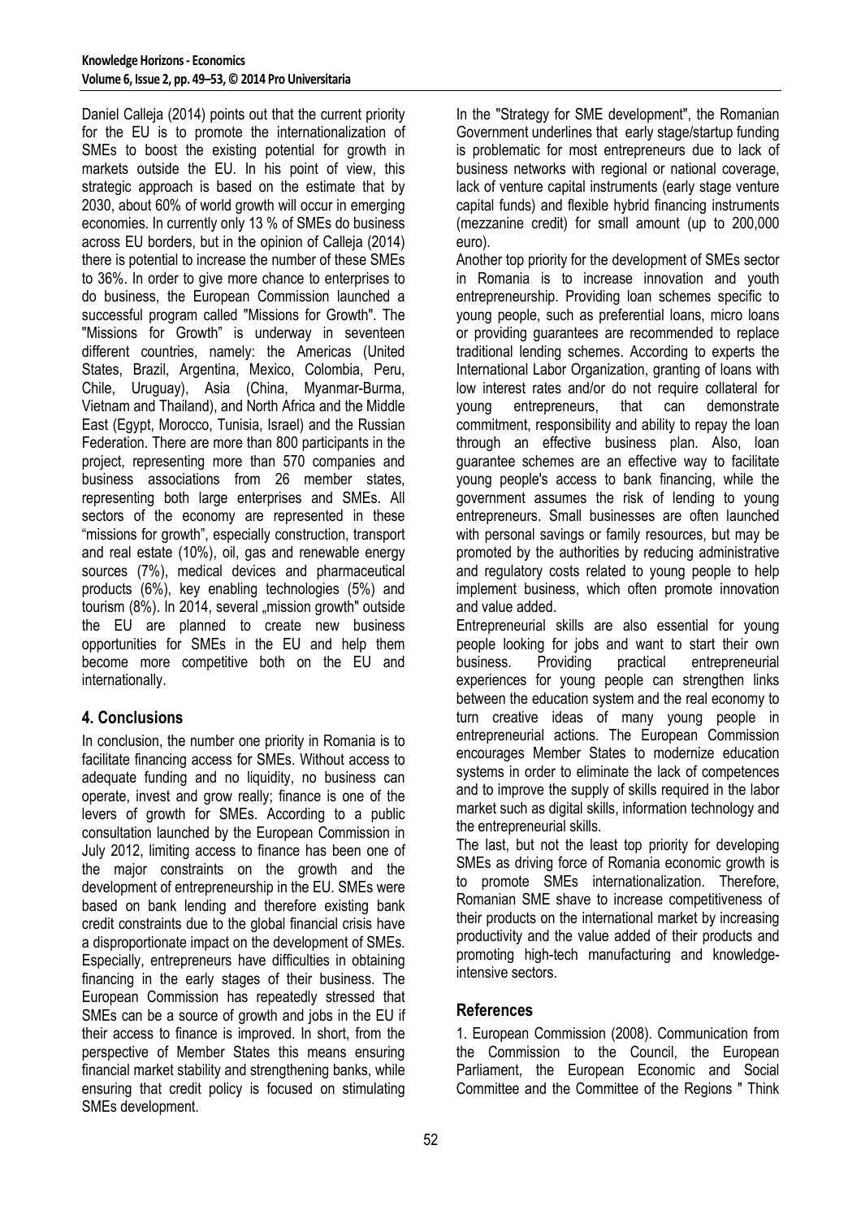Daniel Calleja (2014) points out that the current priority for the EU is to promote the internationalization of SMEs to boost the existing potential for growth in markets outside the EU. In his point of view, this strategic approach is based on the estimate that by 2030, about 60% of world growth will occur in emerging economies. In currently only 13 % of SMEs do business across EU borders, but in the opinion of Calleja (2014) there is potential to increase the number of these SMEs to 36%. In order to give more chance to enterprises to do business, the European Commission launched a successful program called "Missions for Growth". The "Missions for Growth" is underway in seventeen different countries, namely: the Americas (United States, Brazil, Argentina, Mexico, Colombia, Peru, Chile, Uruguay), Asia (China, Myanmar-Burma, Vietnam and Thailand), and North Africa and the Middle East (Egypt, Morocco, Tunisia, Israel) and the Russian Federation. There are more than 800 participants in the project, representing more than 570 companies and business associations from 26 member states, representing both large enterprises and SMEs. All sectors of the economy are represented in these "missions for growth", especially construction, transport and real estate (10%), oil, gas and renewable energy sources (7%), medical devices and pharmaceutical products (6%), key enabling technologies (5%) and tourism (8%). In 2014, several „mission growth" outside the EU are planned to create new business opportunities for SMEs in the EU and help them become more competitive both on the EU and internationally.

## 4. Conclusions

In conclusion, the number one priority in Romania is to facilitate financing access for SMEs. Without access to adequate funding and no liquidity, no business can operate, invest and grow really; finance is one of the levers of growth for SMEs. According to a public consultation launched by the European Commission in July 2012, limiting access to finance has been one of the major constraints on the growth and the development of entrepreneurship in the EU. SMEs were based on bank lending and therefore existing bank credit constraints due to the global financial crisis have a disproportionate impact on the development of SMEs. Especially, entrepreneurs have difficulties in obtaining financing in the early stages of their business. The European Commission has repeatedly stressed that SMEs can be a source of growth and jobs in the EU if their access to finance is improved. In short, from the perspective of Member States this means ensuring financial market stability and strengthening banks, while ensuring that credit policy is focused on stimulating SMEs development.

In the "Strategy for SME development", the Romanian Government underlines that early stage/startup funding is problematic for most entrepreneurs due to lack of business networks with regional or national coverage, lack of venture capital instruments (early stage venture capital funds) and flexible hybrid financing instruments (mezzanine credit) for small amount (up to 200,000 euro).

Another top priority for the development of SMEs sector in Romania is to increase innovation and youth entrepreneurship. Providing loan schemes specific to young people, such as preferential loans, micro loans or providing guarantees are recommended to replace traditional lending schemes. According to experts the International Labor Organization, granting of loans with low interest rates and/or do not require collateral for young entrepreneurs, that can demonstrate commitment, responsibility and ability to repay the loan through an effective business plan. Also, loan guarantee schemes are an effective way to facilitate young people's access to bank financing, while the government assumes the risk of lending to young entrepreneurs. Small businesses are often launched with personal savings or family resources, but may be promoted by the authorities by reducing administrative and regulatory costs related to young people to help implement business, which often promote innovation and value added.

Entrepreneurial skills are also essential for young people looking for jobs and want to start their own business. Providing practical entrepreneurial experiences for young people can strengthen links between the education system and the real economy to turn creative ideas of many young people in entrepreneurial actions. The European Commission encourages Member States to modernize education systems in order to eliminate the lack of competences and to improve the supply of skills required in the labor market such as digital skills, information technology and the entrepreneurial skills.

The last, but not the least top priority for developing SMEs as driving force of Romania economic growth is to promote SMEs internationalization. Therefore, Romanian SME shave to increase competitiveness of their products on the international market by increasing productivity and the value added of their products and promoting high-tech manufacturing and knowledge-intensive sectors.

## References

1. European Commission (2008). Communication from the Commission to the Council, the European Parliament, the European Economic and Social Committee and the Committee of the Regions " Think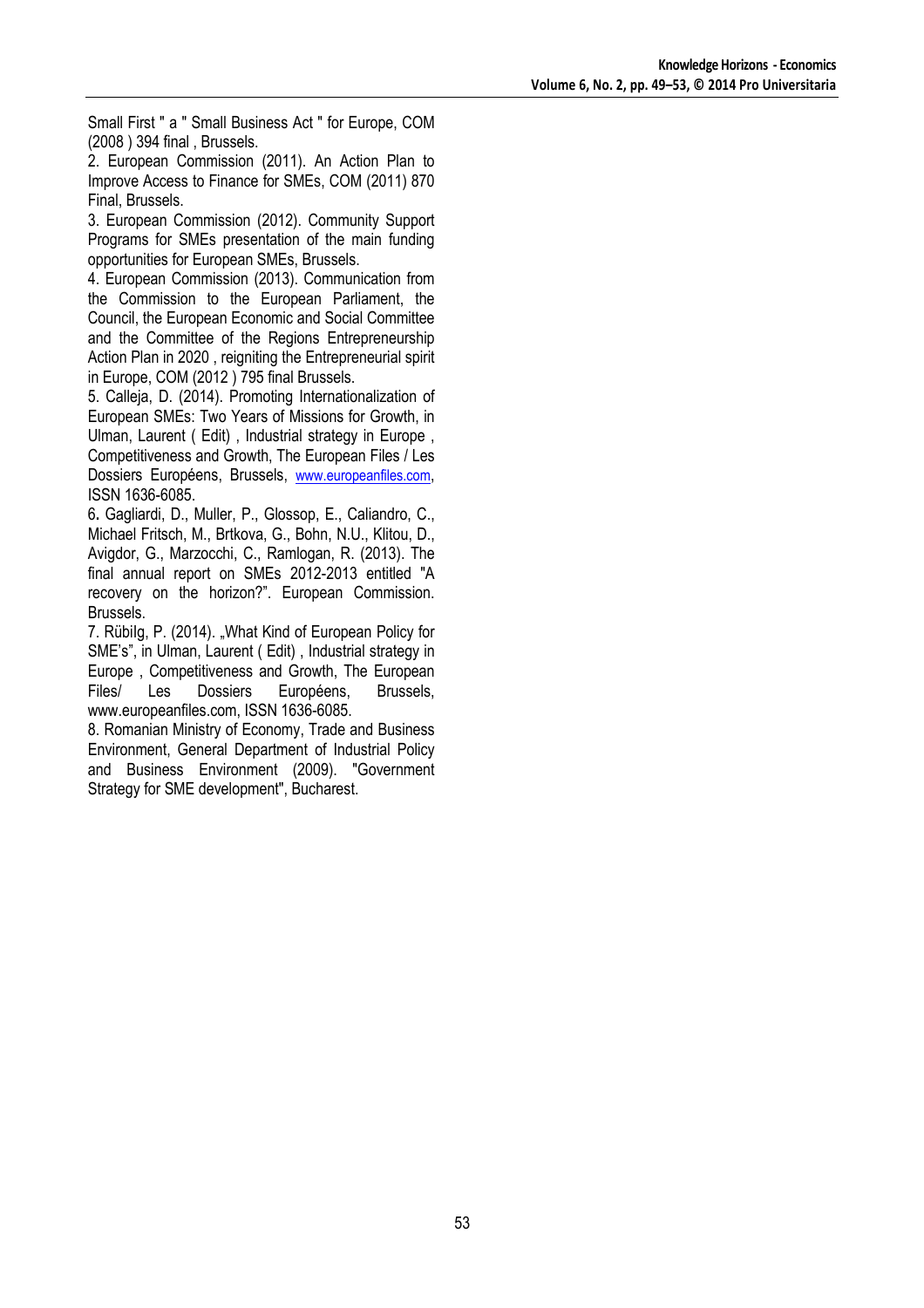Small First " a " Small Business Act " for Europe, COM (2008 ) 394 final , Brussels.

2. European Commission (2011). An Action Plan to Improve Access to Finance for SMEs, COM (2011) 870 Final, Brussels.

3. European Commission (2012). Community Support Programs for SMEs presentation of the main funding opportunities for European SMEs, Brussels.

4. European Commission (2013). Communication from the Commission to the European Parliament, the Council, the European Economic and Social Committee and the Committee of the Regions Entrepreneurship Action Plan in 2020 , reigniting the Entrepreneurial spirit in Europe, COM (2012 ) 795 final Brussels.

5. Calleja, D. (2014). Promoting Internationalization of European SMEs: Two Years of Missions for Growth, in Ulman, Laurent ( Edit) , Industrial strategy in Europe , Competitiveness and Growth, The European Files / Les Dossiers Européens, Brussels, www.europeanfiles.com, ISSN 1636-6085.

6. Gagliardi, D., Muller, P., Glossop, E., Caliandro, C., Michael Fritsch, M., Brtkova, G., Bohn, N.U., Klitou, D., Avigdor, G., Marzocchi, C., Ramlogan, R. (2013). The final annual report on SMEs 2012-2013 entitled "A recovery on the horizon?". European Commission. Brussels.

7. Rübilg, P. (2014). „What Kind of European Policy for SME's", in Ulman, Laurent ( Edit) , Industrial strategy in Europe , Competitiveness and Growth, The European Files/ Les Dossiers Européens, Brussels, www.europeanfiles.com, ISSN 1636-6085.

8. Romanian Ministry of Economy, Trade and Business Environment, General Department of Industrial Policy and Business Environment (2009). "Government Strategy for SME development", Bucharest.